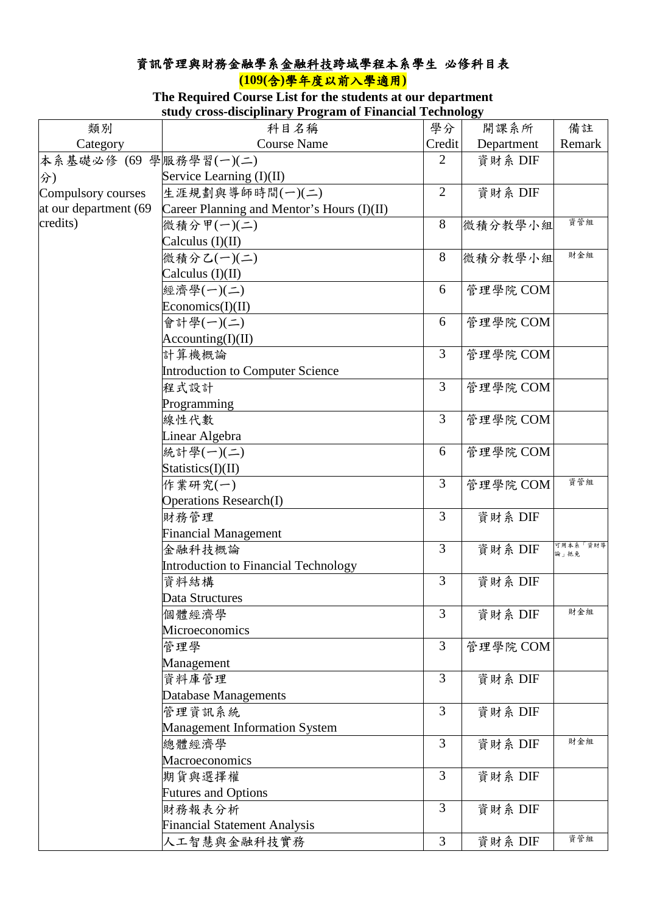# 資訊管理與財務金融學系金融科技跨域學程本系學生 必修科目表

**(109(含)學年度以前入學適用)**

**The Required Course List for the students at our department study cross-disciplinary Program of Financial Technology**

| 類別 Category | 科目名稱 Course Name | 學分 Credit | 開課系所 Department | 備註 Remark |
|---|---|---|---|---|
| 本系基礎必修 (69 學分) Compulsory courses at our department (69 credits) | 服務學習(一)(二) Service Learning (I)(II) | 2 | 資財系 DIF | |
| | 生涯規劃與導師時間(一)(二) Career Planning and Mentor's Hours (I)(II) | 2 | 資財系 DIF | |
| | 微積分甲(一)(二) Calculus (I)(II) | 8 | 微積分教學小組 | 資管組 |
| | 微積分乙(一)(二) Calculus (I)(II) | 8 | 微積分教學小組 | 財金組 |
| | 經濟學(一)(二) Economics(I)(II) | 6 | 管理學院 COM | |
| | 會計學(一)(二) Accounting(I)(II) | 6 | 管理學院 COM | |
| | 計算機概論 Introduction to Computer Science | 3 | 管理學院 COM | |
| | 程式設計 Programming | 3 | 管理學院 COM | |
| | 線性代數 Linear Algebra | 3 | 管理學院 COM | |
| | 統計學(一)(二) Statistics(I)(II) | 6 | 管理學院 COM | |
| | 作業研究(一) Operations Research(I) | 3 | 管理學院 COM | 資管組 |
| | 財務管理 Financial Management | 3 | 資財系 DIF | |
| | 金融科技概論 Introduction to Financial Technology | 3 | 資財系 DIF | 可用本系「資財導論」抵免 |
| | 資料結構 Data Structures | 3 | 資財系 DIF | |
| | 個體經濟學 Microeconomics | 3 | 資財系 DIF | 財金組 |
| | 管理學 Management | 3 | 管理學院 COM | |
| | 資料庫管理 Database Managements | 3 | 資財系 DIF | |
| | 管理資訊系統 Management Information System | 3 | 資財系 DIF | |
| | 總體經濟學 Macroeconomics | 3 | 資財系 DIF | 財金組 |
| | 期貨與選擇權 Futures and Options | 3 | 資財系 DIF | |
| | 財務報表分析 Financial Statement Analysis | 3 | 資財系 DIF | |
| | 人工智慧與金融科技實務 | 3 | 資財系 DIF | 資管組 |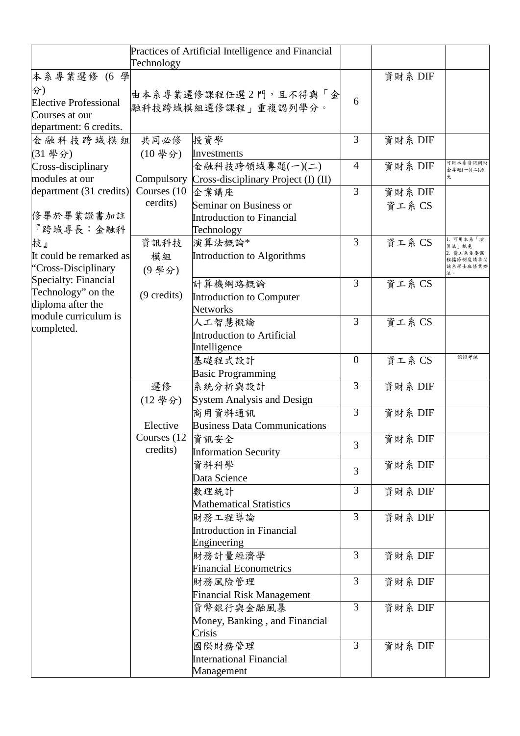| | | | | | |
|---|---|---|---|---|---|
| | Practices of Artificial Intelligence and Financial Technology | | | | |
| 本系專業選修 (6 學分) Elective Professional Courses at our department: 6 credits. | 由本系專業選修課程任選 2 門，且不得與「金融科技跨域模組選修課程」重複認列學分。 | | 6 | 資財系 DIF | |
| 金融科技跨域模組 (31 學分) Cross-disciplinary modules at our department (31 credits) 修畢於畢業證書加註『跨域專長：金融科技』 It could be remarked as "Cross-Disciplinary Specialty: Financial Technology" on the diploma after the module curriculum is completed. | 共同必修 (10 學分) Compulsory Courses (10 cerdits) | 投資學 Investments | 3 | 資財系 DIF | |
| | | 金融科技跨領域專題(一)(二) Cross-disciplinary Project (I) (II) | 4 | 資財系 DIF | 可用本系資訊與財金專題(一)(二)抵免 |
| | | 企業講座 Seminar on Business or Introduction to Financial Technology | 3 | 資財系 DIF 資工系 CS | |
| | 資訊科技模組 (9 學分) (9 credits) | 演算法概論* Introduction to Algorithms | 3 | 資工系 CS | 1. 可用本系「演算法」抵免 2. 資工系重要課程擋修制度請參閱該系學士班修業辦法。 |
| | | 計算機網路概論 Introduction to Computer Networks | 3 | 資工系 CS | |
| | | 人工智慧概論 Introduction to Artificial Intelligence | 3 | 資工系 CS | |
| | | 基礎程式設計 Basic Programming | 0 | 資工系 CS | 認證考試 |
| | 選修 (12 學分) Elective Courses (12 credits) | 系統分析與設計 System Analysis and Design | 3 | 資財系 DIF | |
| | | 商用資料通訊 Business Data Communications | 3 | 資財系 DIF | |
| | | 資訊安全 Information Security | 3 | 資財系 DIF | |
| | | 資料科學 Data Science | 3 | 資財系 DIF | |
| | | 數理統計 Mathematical Statistics | 3 | 資財系 DIF | |
| | | 財務工程導論 Introduction in Financial Engineering | 3 | 資財系 DIF | |
| | | 財務計量經濟學 Financial Econometrics | 3 | 資財系 DIF | |
| | | 財務風險管理 Financial Risk Management | 3 | 資財系 DIF | |
| | | 貨幣銀行與金融風暴 Money, Banking , and Financial Crisis | 3 | 資財系 DIF | |
| | | 國際財務管理 International Financial Management | 3 | 資財系 DIF | |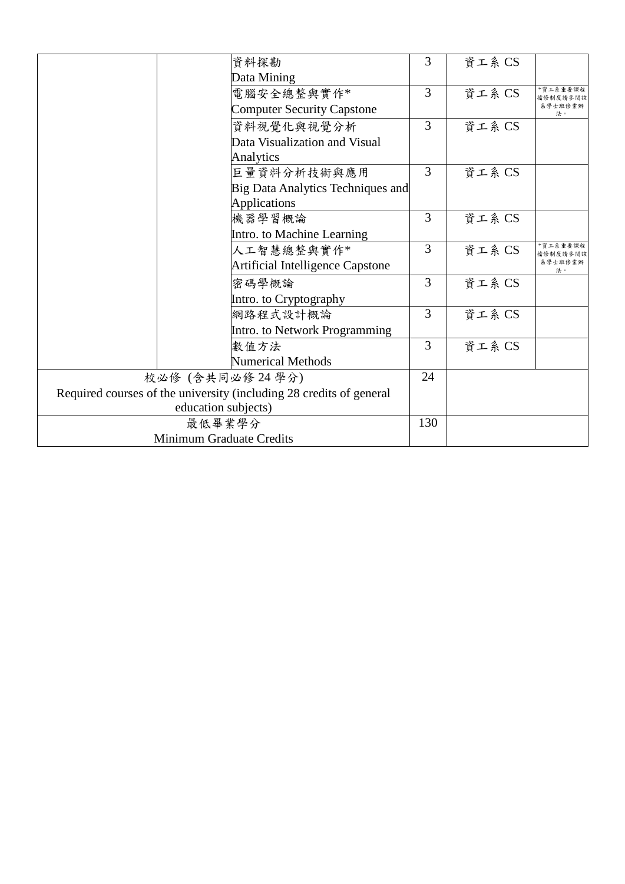| | | | | | |
|---|---|---|---|---|---|
| | | 資料探勘<br>Data Mining | 3 | 資工系 CS | |
| | | 電腦安全總整與實作*<br>Computer Security Capstone | 3 | 資工系 CS | *資工系重要課程擋修制度請參閱該系學士班修業辦法。 |
| | | 資料視覺化與視覺分析<br>Data Visualization and Visual Analytics | 3 | 資工系 CS | |
| | | 巨量資料分析技術與應用<br>Big Data Analytics Techniques and Applications | 3 | 資工系 CS | |
| | | 機器學習概論<br>Intro. to Machine Learning | 3 | 資工系 CS | |
| | | 人工智慧總整與實作*<br>Artificial Intelligence Capstone | 3 | 資工系 CS | *資工系重要課程擋修制度請參閱該系學士班修業辦法。 |
| | | 密碼學概論<br>Intro. to Cryptography | 3 | 資工系 CS | |
| | | 網路程式設計概論<br>Intro. to Network Programming | 3 | 資工系 CS | |
| | | 數值方法<br>Numerical Methods | 3 | 資工系 CS | |
| 校必修 (含共同必修 24 學分)<br>Required courses of the university (including 28 credits of general education subjects) | | | 24 | | |
| 最低畢業學分<br>Minimum Graduate Credits | | | 130 | | |